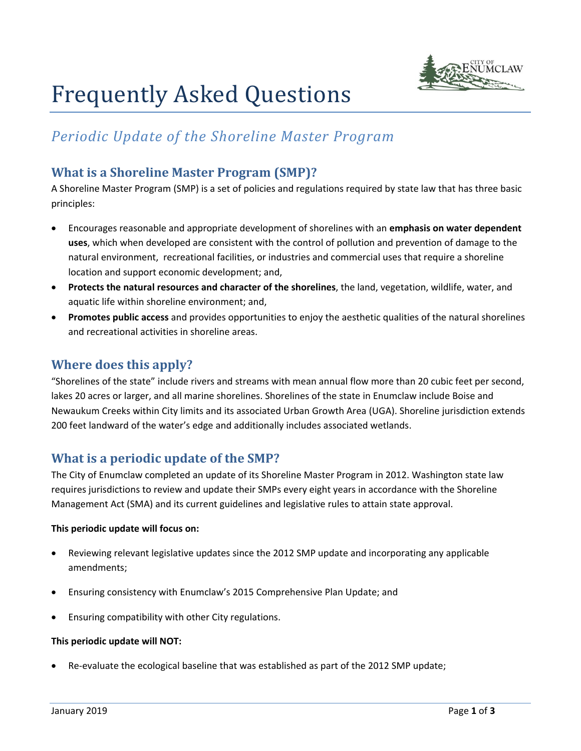# Frequently Asked Questions

## *Periodic Update of the Shoreline Master Program*

### What is a Shoreline Master Program (SMP)?

A Shoreline Master Program (SMP) is a set of policies and regulations required by state law that has three basic principles:

- Encourages reasonable and appropriate development of shorelines with an **emphasis on water dependent uses**, which when developed are consistent with the control of pollution and prevention of damage to the natural environment, recreational facilities, or industries and commercial uses that require a shoreline location and support economic development; and,
- **Protects the natural resources and character of the shorelines**, the land, vegetation, wildlife, water, and aquatic life within shoreline environment; and,
- **Promotes public access** and provides opportunities to enjoy the aesthetic qualities of the natural shorelines and recreational activities in shoreline areas.

### Where does this apply?

"Shorelines of the state" include rivers and streams with mean annual flow more than 20 cubic feet per second, lakes 20 acres or larger, and all marine shorelines. Shorelines of the state in Enumclaw include Boise and Newaukum Creeks within City limits and its associated Urban Growth Area (UGA). Shoreline jurisdiction extends 200 feet landward of the water's edge and additionally includes associated wetlands.

### What is a periodic update of the SMP?

The City of Enumclaw completed an update of its Shoreline Master Program in 2012. Washington state law requires jurisdictions to review and update their SMPs every eight years in accordance with the Shoreline Management Act (SMA) and its current guidelines and legislative rules to attain state approval.

**This periodic update will focus on:**

- Reviewing relevant legislative updates since the 2012 SMP update and incorporating any applicable amendments;
- Ensuring consistency with Enumclaw's 2015 Comprehensive Plan Update; and
- Ensuring compatibility with other City regulations.

**This periodic update will NOT:**

- Re-evaluate the ecological baseline that was established as part of the 2012 SMP update;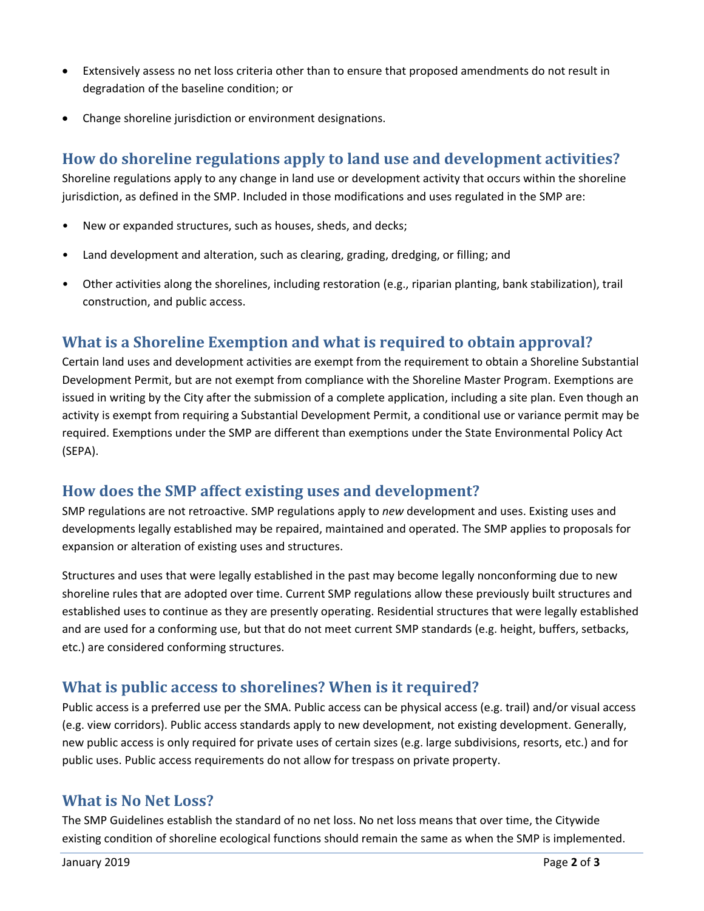- Extensively assess no net loss criteria other than to ensure that proposed amendments do not result in degradation of the baseline condition; or
- Change shoreline jurisdiction or environment designations.

## How do shoreline regulations apply to land use and development activities?

Shoreline regulations apply to any change in land use or development activity that occurs within the shoreline jurisdiction, as defined in the SMP. Included in those modifications and uses regulated in the SMP are:

- New or expanded structures, such as houses, sheds, and decks;
- Land development and alteration, such as clearing, grading, dredging, or filling; and
- Other activities along the shorelines, including restoration (e.g., riparian planting, bank stabilization), trail construction, and public access.

## What is a Shoreline Exemption and what is required to obtain approval?

Certain land uses and development activities are exempt from the requirement to obtain a Shoreline Substantial Development Permit, but are not exempt from compliance with the Shoreline Master Program. Exemptions are issued in writing by the City after the submission of a complete application, including a site plan. Even though an activity is exempt from requiring a Substantial Development Permit, a conditional use or variance permit may be required. Exemptions under the SMP are different than exemptions under the State Environmental Policy Act (SEPA).

## How does the SMP affect existing uses and development?

SMP regulations are not retroactive. SMP regulations apply to *new* development and uses. Existing uses and developments legally established may be repaired, maintained and operated. The SMP applies to proposals for expansion or alteration of existing uses and structures.

Structures and uses that were legally established in the past may become legally nonconforming due to new shoreline rules that are adopted over time. Current SMP regulations allow these previously built structures and established uses to continue as they are presently operating. Residential structures that were legally established and are used for a conforming use, but that do not meet current SMP standards (e.g. height, buffers, setbacks, etc.) are considered conforming structures.

## What is public access to shorelines? When is it required?

Public access is a preferred use per the SMA. Public access can be physical access (e.g. trail) and/or visual access (e.g. view corridors). Public access standards apply to new development, not existing development. Generally, new public access is only required for private uses of certain sizes (e.g. large subdivisions, resorts, etc.) and for public uses. Public access requirements do not allow for trespass on private property.

## What is No Net Loss?

The SMP Guidelines establish the standard of no net loss. No net loss means that over time, the Citywide existing condition of shoreline ecological functions should remain the same as when the SMP is implemented.

January 2019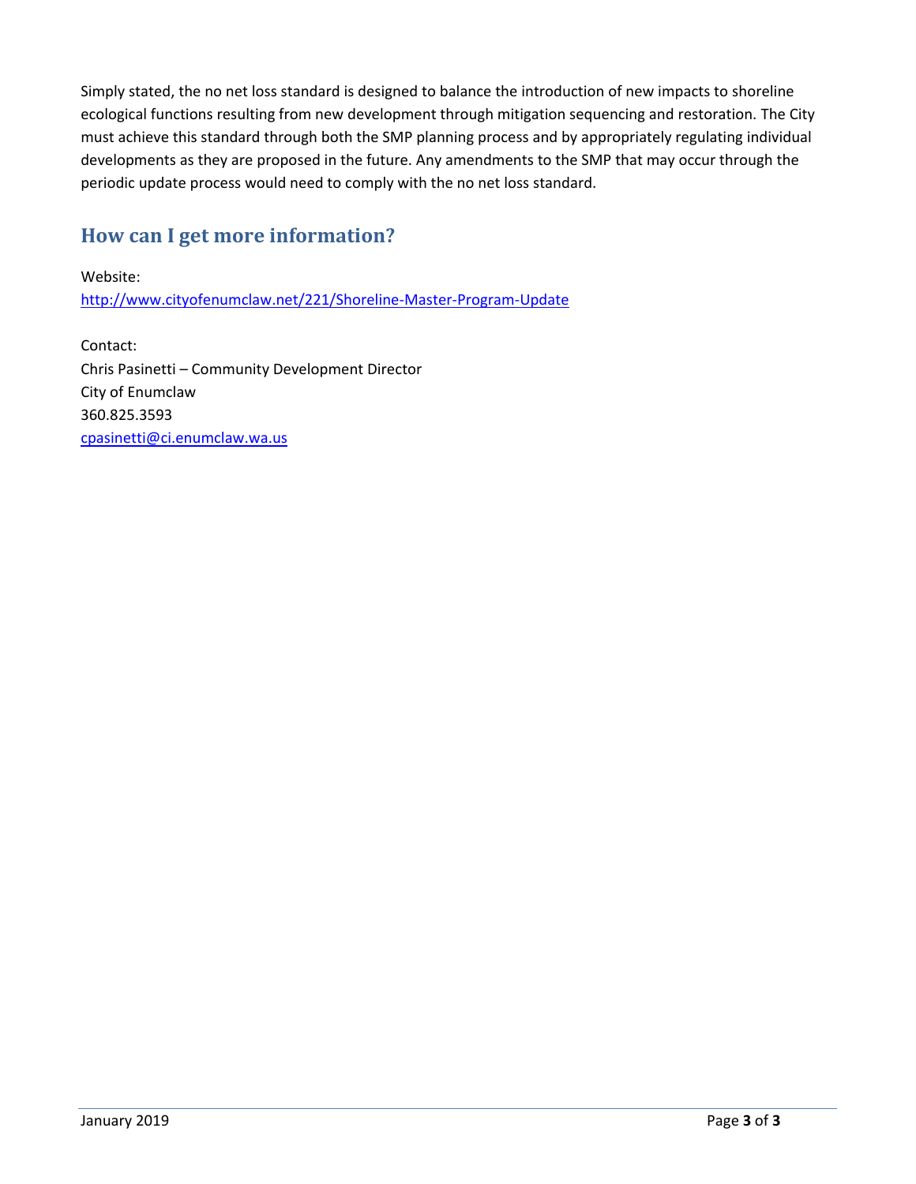Simply stated, the no net loss standard is designed to balance the introduction of new impacts to shoreline ecological functions resulting from new development through mitigation sequencing and restoration. The City must achieve this standard through both the SMP planning process and by appropriately regulating individual developments as they are proposed in the future. Any amendments to the SMP that may occur through the periodic update process would need to comply with the no net loss standard.

## How can I get more information?

Website:
http://www.cityofenumclaw.net/221/Shoreline-Master-Program-Update

Contact:
Chris Pasinetti – Community Development Director
City of Enumclaw
360.825.3593
cpasinetti@ci.enumclaw.wa.us